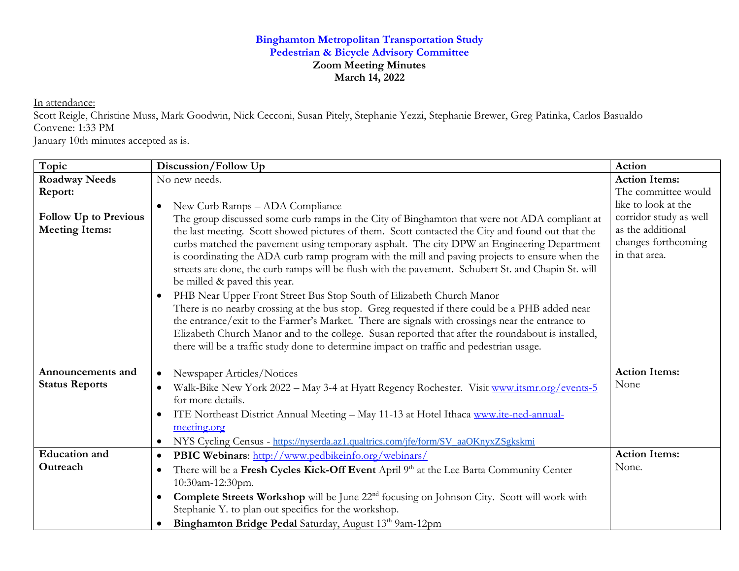# Binghamton Metropolitan Transportation Study
## Pedestrian & Bicycle Advisory Committee
### Zoom Meeting Minutes
### March 14, 2022

In attendance:
Scott Reigle, Christine Muss, Mark Goodwin, Nick Cecconi, Susan Pitely, Stephanie Yezzi, Stephanie Brewer, Greg Patinka, Carlos Basualdo
Convene: 1:33 PM
January 10th minutes accepted as is.

| Topic | Discussion/Follow Up | Action |
|---|---|---|
| **Roadway Needs Report:**<br><br>**Follow Up to Previous Meeting Items:** | No new needs.<br><br>• New Curb Ramps – ADA Compliance<br>The group discussed some curb ramps in the City of Binghamton that were not ADA compliant at the last meeting. Scott showed pictures of them. Scott contacted the City and found out that the curbs matched the pavement using temporary asphalt. The city DPW an Engineering Department is coordinating the ADA curb ramp program with the mill and paving projects to ensure when the streets are done, the curb ramps will be flush with the pavement. Schubert St. and Chapin St. will be milled & paved this year.<br>• PHB Near Upper Front Street Bus Stop South of Elizabeth Church Manor<br>There is no nearby crossing at the bus stop. Greg requested if there could be a PHB added near the entrance/exit to the Farmer's Market. There are signals with crossings near the entrance to Elizabeth Church Manor and to the college. Susan reported that after the roundabout is installed, there will be a traffic study done to determine impact on traffic and pedestrian usage. | **Action Items:**<br>The committee would like to look at the corridor study as well as the additional changes forthcoming in that area. |
| **Announcements and Status Reports** | • Newspaper Articles/Notices<br>• Walk-Bike New York 2022 – May 3-4 at Hyatt Regency Rochester. Visit www.itsmr.org/events-5 for more details.<br>• ITE Northeast District Annual Meeting – May 11-13 at Hotel Ithaca www.ite-ned-annual-meeting.org<br>• NYS Cycling Census - https://nyserda.az1.qualtrics.com/jfe/form/SV_aaOKnyxZSgkskmi | **Action Items:**<br>None |
| **Education and Outreach** | • **PBIC Webinars**: http://www.pedbikeinfo.org/webinars/<br>• There will be a **Fresh Cycles Kick-Off Event** April 9th at the Lee Barta Community Center 10:30am-12:30pm.<br>• **Complete Streets Workshop** will be June 22nd focusing on Johnson City. Scott will work with Stephanie Y. to plan out specifics for the workshop.<br>• **Binghamton Bridge Pedal** Saturday, August 13th 9am-12pm | **Action Items:**<br>None. |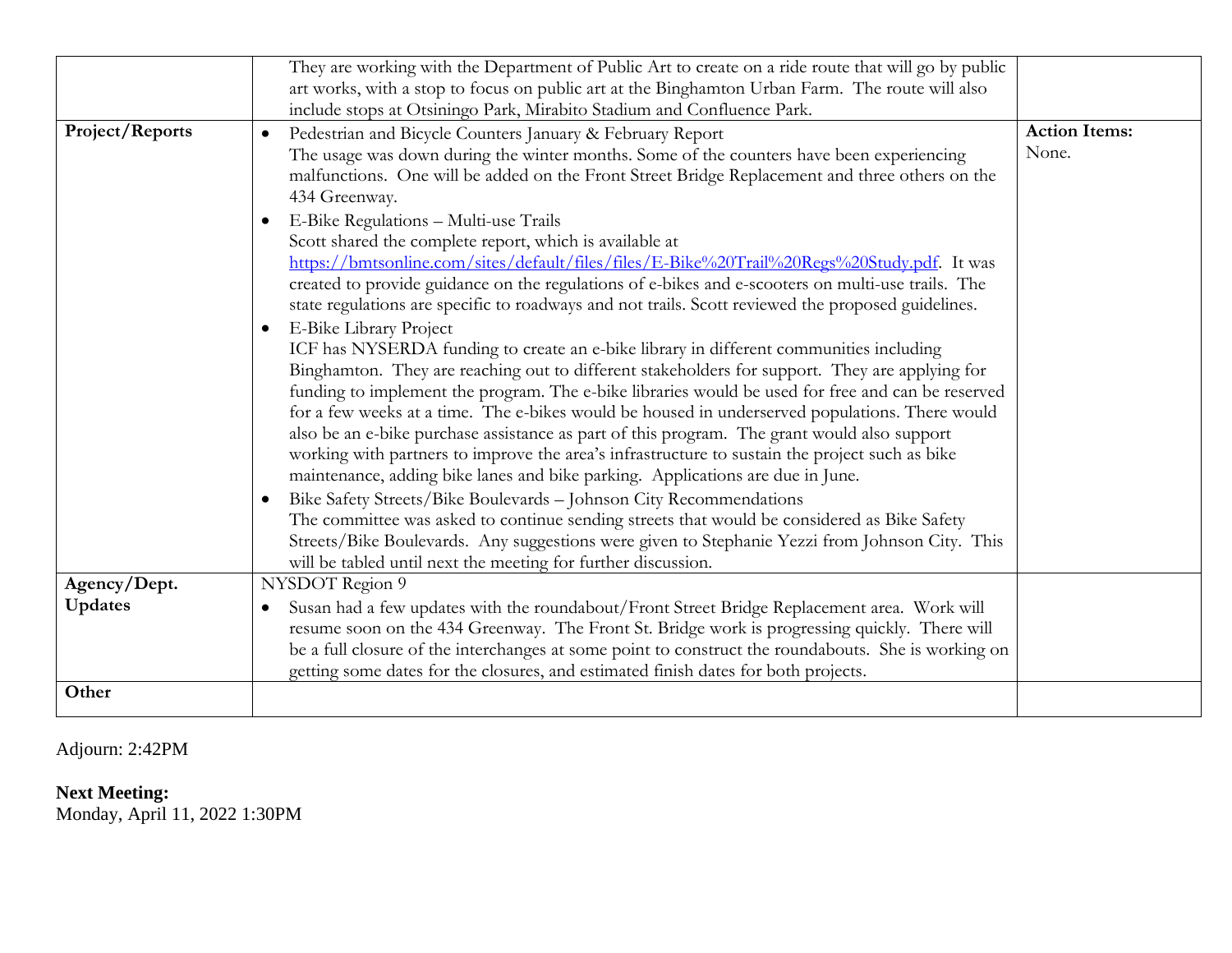| | | |
|---|---|---|
| | They are working with the Department of Public Art to create on a ride route that will go by public art works, with a stop to focus on public art at the Binghamton Urban Farm. The route will also include stops at Otsiningo Park, Mirabito Stadium and Confluence Park. | |
| **Project/Reports** | • Pedestrian and Bicycle Counters January & February Report<br>The usage was down during the winter months. Some of the counters have been experiencing malfunctions. One will be added on the Front Street Bridge Replacement and three others on the 434 Greenway.<br>• E-Bike Regulations – Multi-use Trails<br>Scott shared the complete report, which is available at [https://bmtsonline.com/sites/default/files/files/E-Bike%20Trail%20Regs%20Study.pdf](https://bmtsonline.com/sites/default/files/files/E-Bike%20Trail%20Regs%20Study.pdf). It was created to provide guidance on the regulations of e-bikes and e-scooters on multi-use trails. The state regulations are specific to roadways and not trails. Scott reviewed the proposed guidelines.<br>• E-Bike Library Project<br>ICF has NYSERDA funding to create an e-bike library in different communities including Binghamton. They are reaching out to different stakeholders for support. They are applying for funding to implement the program. The e-bike libraries would be used for free and can be reserved for a few weeks at a time. The e-bikes would be housed in underserved populations. There would also be an e-bike purchase assistance as part of this program. The grant would also support working with partners to improve the area's infrastructure to sustain the project such as bike maintenance, adding bike lanes and bike parking. Applications are due in June.<br>• Bike Safety Streets/Bike Boulevards – Johnson City Recommendations<br>The committee was asked to continue sending streets that would be considered as Bike Safety Streets/Bike Boulevards. Any suggestions were given to Stephanie Yezzi from Johnson City. This will be tabled until next the meeting for further discussion. | **Action Items:**<br>None. |
| **Agency/Dept. Updates** | NYSDOT Region 9<br>• Susan had a few updates with the roundabout/Front Street Bridge Replacement area. Work will resume soon on the 434 Greenway. The Front St. Bridge work is progressing quickly. There will be a full closure of the interchanges at some point to construct the roundabouts. She is working on getting some dates for the closures, and estimated finish dates for both projects. | |
| **Other** | | |

Adjourn: 2:42PM

**Next Meeting:**
Monday, April 11, 2022 1:30PM